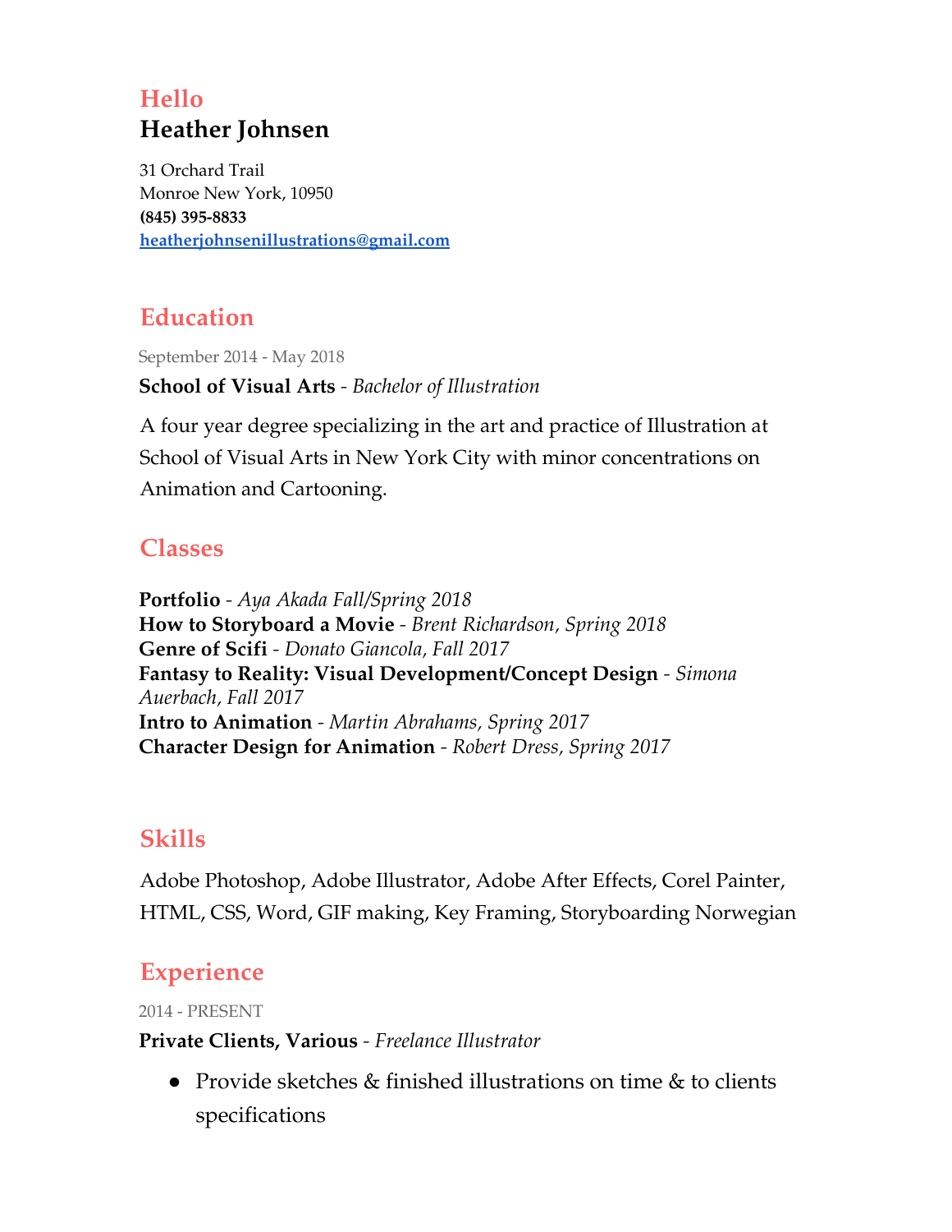## Hello

# Heather Johnsen

31 Orchard Trail
Monroe New York, 10950
**(845) 395-8833**
**heatherjohnsenillustrations@gmail.com**

## Education

September 2014 - May 2018

**School of Visual Arts** - *Bachelor of Illustration*

A four year degree specializing in the art and practice of Illustration at School of Visual Arts in New York City with minor concentrations on Animation and Cartooning.

## Classes

**Portfolio** - *Aya Akada Fall/Spring 2018*
**How to Storyboard a Movie** - *Brent Richardson, Spring 2018*
**Genre of Scifi** - *Donato Giancola, Fall 2017*
**Fantasy to Reality: Visual Development/Concept Design** - *Simona Auerbach, Fall 2017*
**Intro to Animation** - *Martin Abrahams, Spring 2017*
**Character Design for Animation** - *Robert Dress, Spring 2017*

## Skills

Adobe Photoshop, Adobe Illustrator, Adobe After Effects, Corel Painter, HTML, CSS, Word, GIF making, Key Framing, Storyboarding Norwegian

## Experience

2014 - PRESENT

**Private Clients, Various** - *Freelance Illustrator*

- Provide sketches & finished illustrations on time & to clients specifications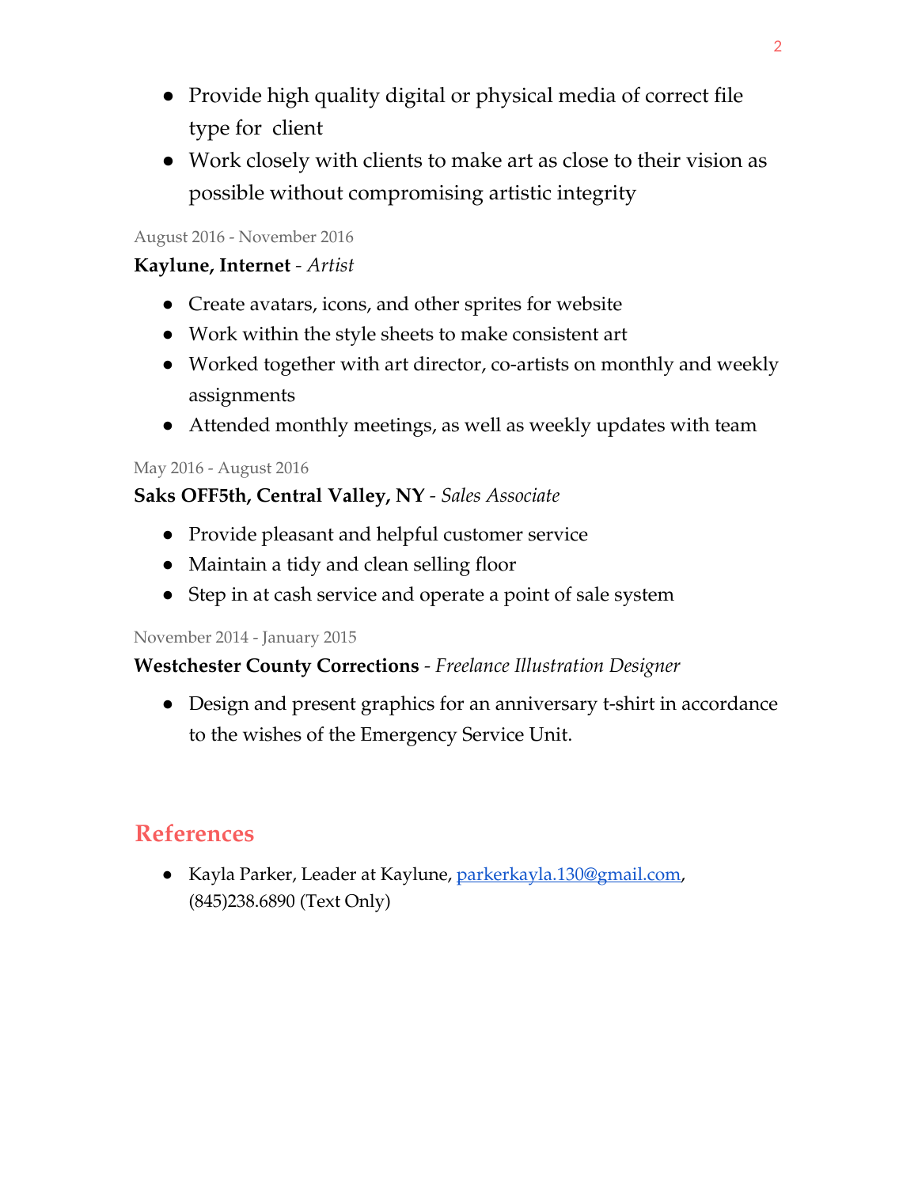- Provide high quality digital or physical media of correct file type for client
- Work closely with clients to make art as close to their vision as possible without compromising artistic integrity

August 2016 - November 2016

**Kaylune, Internet** - *Artist*

- Create avatars, icons, and other sprites for website
- Work within the style sheets to make consistent art
- Worked together with art director, co-artists on monthly and weekly assignments
- Attended monthly meetings, as well as weekly updates with team

May 2016 - August 2016

**Saks OFF5th, Central Valley, NY** - *Sales Associate*

- Provide pleasant and helpful customer service
- Maintain a tidy and clean selling floor
- Step in at cash service and operate a point of sale system

November 2014 - January 2015

**Westchester County Corrections** - *Freelance Illustration Designer*

- Design and present graphics for an anniversary t-shirt in accordance to the wishes of the Emergency Service Unit.

## References

- Kayla Parker, Leader at Kaylune, [parkerkayla.130@gmail.com](mailto:parkerkayla.130@gmail.com), (845)238.6890 (Text Only)